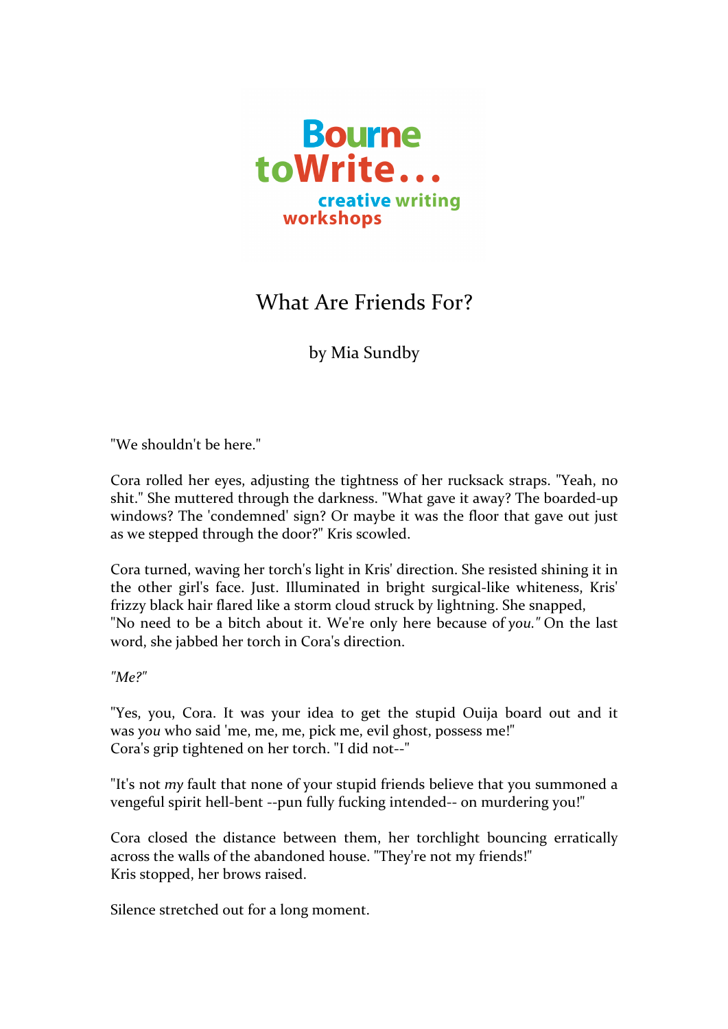Bourne toWrite... creative writing workshops

# What Are Friends For?

by Mia Sundby

"We shouldn't be here."

Cora rolled her eyes, adjusting the tightness of her rucksack straps. "Yeah, no shit." She muttered through the darkness. "What gave it away? The boarded-up windows? The 'condemned' sign? Or maybe it was the floor that gave out just as we stepped through the door?" Kris scowled.

Cora turned, waving her torch's light in Kris' direction. She resisted shining it in the other girl's face. Just. Illuminated in bright surgical-like whiteness, Kris' frizzy black hair flared like a storm cloud struck by lightning. She snapped,
"No need to be a bitch about it. We're only here because of *you."* On the last word, she jabbed her torch in Cora's direction.

*"Me?"*

"Yes, you, Cora. It was your idea to get the stupid Ouija board out and it was *you* who said 'me, me, me, pick me, evil ghost, possess me!"
Cora's grip tightened on her torch. "I did not--"

"It's not *my* fault that none of your stupid friends believe that you summoned a vengeful spirit hell-bent --pun fully fucking intended-- on murdering you!"

Cora closed the distance between them, her torchlight bouncing erratically across the walls of the abandoned house. "They're not my friends!"
Kris stopped, her brows raised.

Silence stretched out for a long moment.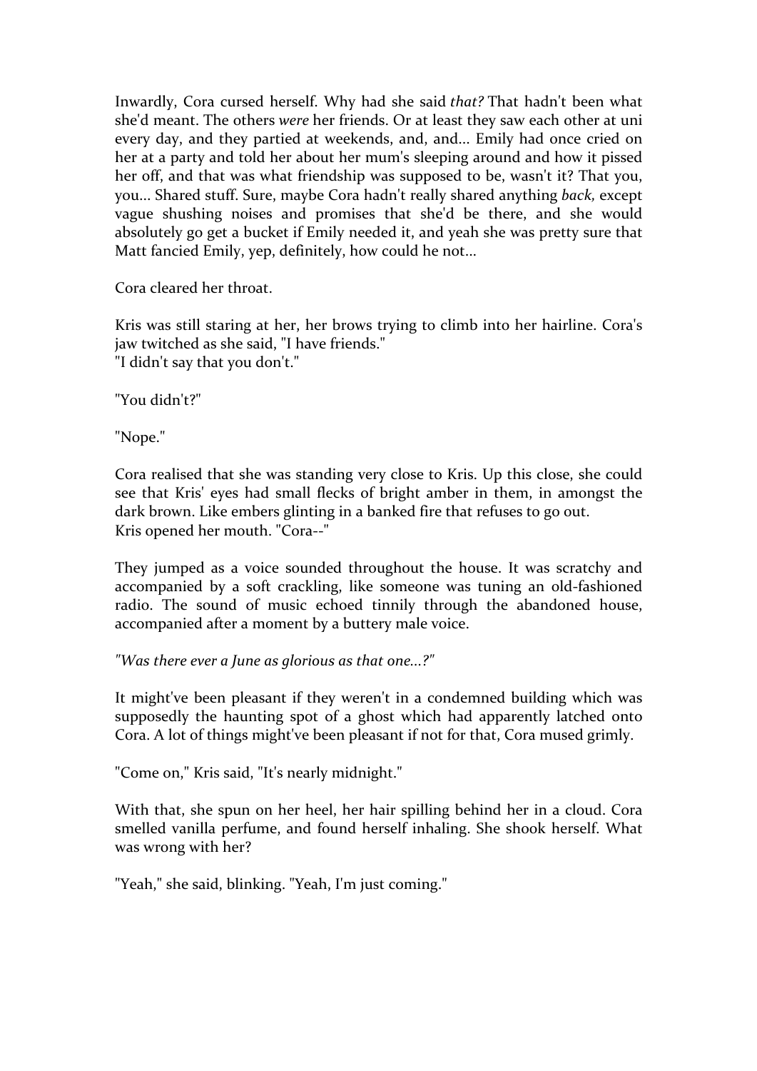Inwardly, Cora cursed herself. Why had she said *that?* That hadn't been what she'd meant. The others *were* her friends. Or at least they saw each other at uni every day, and they partied at weekends, and, and... Emily had once cried on her at a party and told her about her mum's sleeping around and how it pissed her off, and that was what friendship was supposed to be, wasn't it? That you, you... Shared stuff. Sure, maybe Cora hadn't really shared anything *back,* except vague shushing noises and promises that she'd be there, and she would absolutely go get a bucket if Emily needed it, and yeah she was pretty sure that Matt fancied Emily, yep, definitely, how could he not...

Cora cleared her throat.

Kris was still staring at her, her brows trying to climb into her hairline. Cora's jaw twitched as she said, "I have friends."
"I didn't say that you don't."

"You didn't?"

"Nope."

Cora realised that she was standing very close to Kris. Up this close, she could see that Kris' eyes had small flecks of bright amber in them, in amongst the dark brown. Like embers glinting in a banked fire that refuses to go out.
Kris opened her mouth. "Cora--"

They jumped as a voice sounded throughout the house. It was scratchy and accompanied by a soft crackling, like someone was tuning an old-fashioned radio. The sound of music echoed tinnily through the abandoned house, accompanied after a moment by a buttery male voice.

*"Was there ever a June as glorious as that one...?"*

It might've been pleasant if they weren't in a condemned building which was supposedly the haunting spot of a ghost which had apparently latched onto Cora. A lot of things might've been pleasant if not for that, Cora mused grimly.

"Come on," Kris said, "It's nearly midnight."

With that, she spun on her heel, her hair spilling behind her in a cloud. Cora smelled vanilla perfume, and found herself inhaling. She shook herself. What was wrong with her?

"Yeah," she said, blinking. "Yeah, I'm just coming."